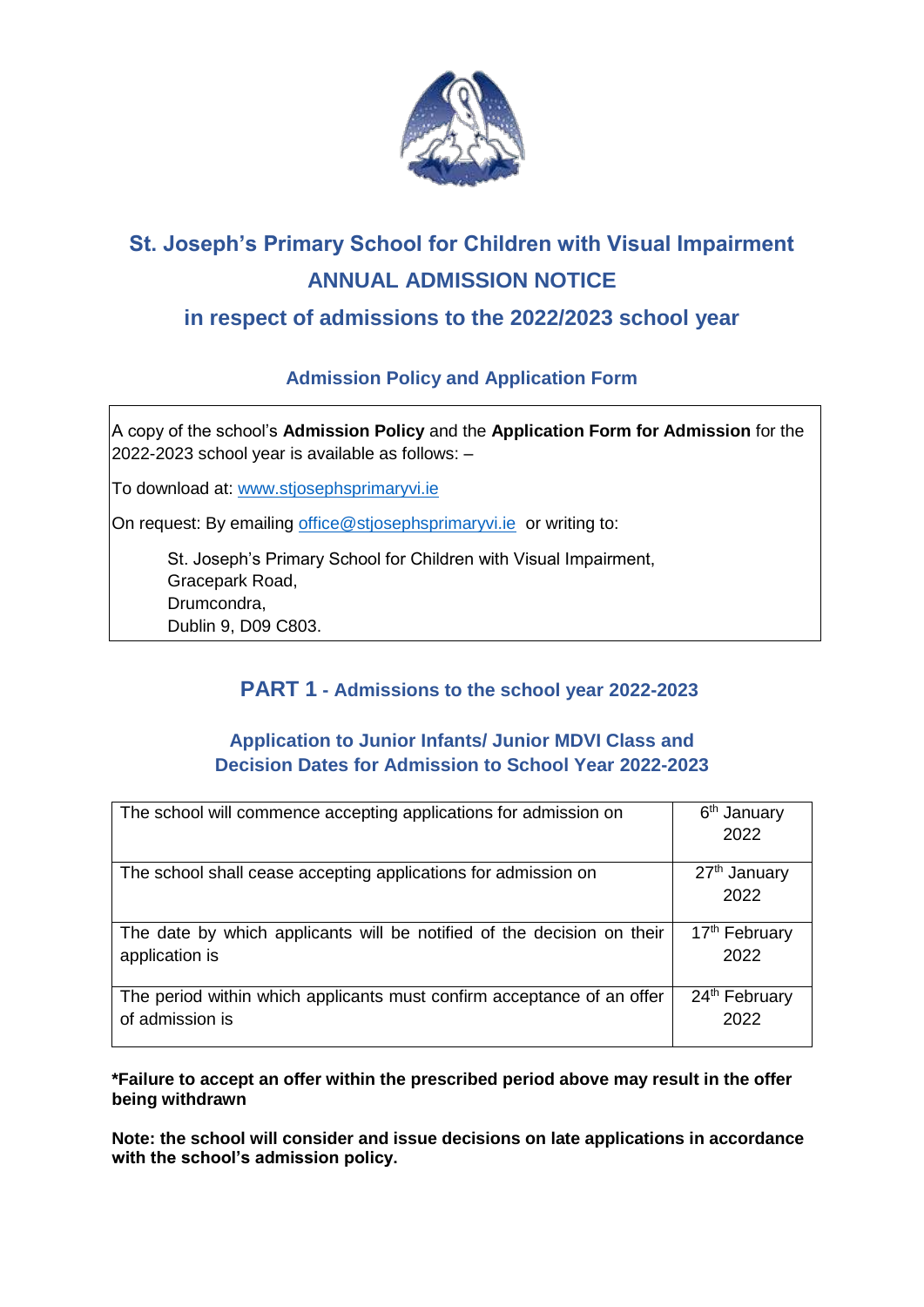# St. Joseph's Primary School for Children with Visual Impairment

## ANNUAL ADMISSION NOTICE

## in respect of admissions to the 2022/2023 school year

### Admission Policy and Application Form

A copy of the school's **Admission Policy** and the **Application Form for Admission** for the 2022-2023 school year is available as follows: –

To download at: www.stjosephsprimaryvi.ie

On request: By emailing office@stjosephsprimaryvi.ie or writing to:

St. Joseph's Primary School for Children with Visual Impairment,
Gracepark Road,
Drumcondra,
Dublin 9, D09 C803.

## PART 1 - Admissions to the school year 2022-2023

### Application to Junior Infants/ Junior MDVI Class and Decision Dates for Admission to School Year 2022-2023

| | |
|---|---|
| The school will commence accepting applications for admission on | 6th January 2022 |
| The school shall cease accepting applications for admission on | 27th January 2022 |
| The date by which applicants will be notified of the decision on their application is | 17th February 2022 |
| The period within which applicants must confirm acceptance of an offer of admission is | 24th February 2022 |

**\*Failure to accept an offer within the prescribed period above may result in the offer being withdrawn**

**Note: the school will consider and issue decisions on late applications in accordance with the school's admission policy.**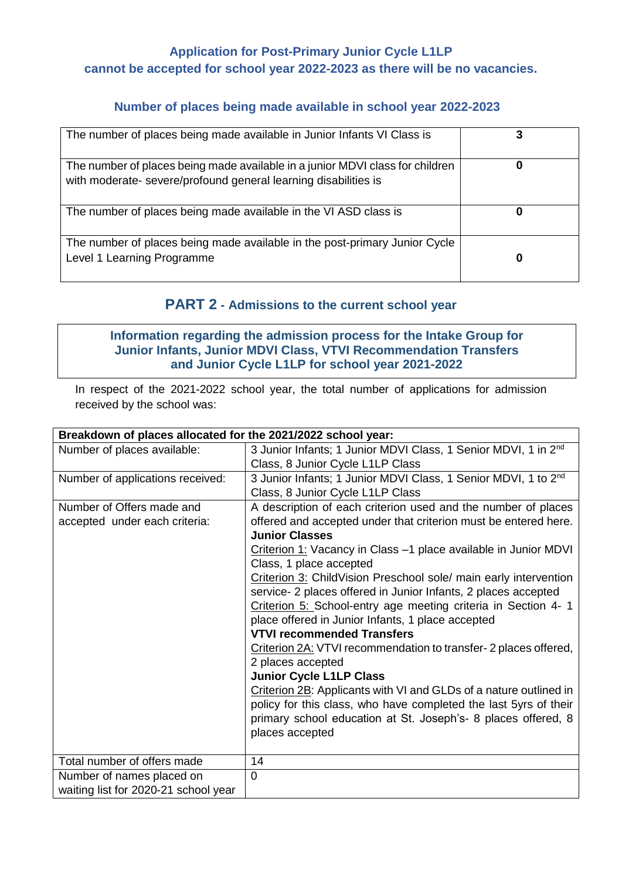**Application for Post-Primary Junior Cycle L1LP cannot be accepted for school year 2022-2023 as there will be no vacancies.**

### Number of places being made available in school year 2022-2023

| | |
|---|---|
| The number of places being made available in Junior Infants VI Class is | **3** |
| The number of places being made available in a junior MDVI class for children with moderate- severe/profound general learning disabilities is | **0** |
| The number of places being made available in the VI ASD class is | **0** |
| The number of places being made available in the post-primary Junior Cycle Level 1 Learning Programme | **0** |

## PART 2 - Admissions to the current school year

**Information regarding the admission process for the Intake Group for Junior Infants, Junior MDVI Class, VTVI Recommendation Transfers and Junior Cycle L1LP for school year 2021-2022**

In respect of the 2021-2022 school year, the total number of applications for admission received by the school was:

| **Breakdown of places allocated for the 2021/2022 school year:** | |
|---|---|
| Number of places available: | 3 Junior Infants; 1 Junior MDVI Class, 1 Senior MDVI, 1 in 2nd Class, 8 Junior Cycle L1LP Class |
| Number of applications received: | 3 Junior Infants; 1 Junior MDVI Class, 1 Senior MDVI, 1 to 2nd Class, 8 Junior Cycle L1LP Class |
| Number of Offers made and accepted under each criteria: | A description of each criterion used and the number of places offered and accepted under that criterion must be entered here.<br>**Junior Classes**<br>Criterion 1: Vacancy in Class –1 place available in Junior MDVI Class, 1 place accepted<br>Criterion 3: ChildVision Preschool sole/ main early intervention service- 2 places offered in Junior Infants, 2 places accepted<br>Criterion 5: School-entry age meeting criteria in Section 4- 1 place offered in Junior Infants, 1 place accepted<br>**VTVI recommended Transfers**<br>Criterion 2A: VTVI recommendation to transfer- 2 places offered, 2 places accepted<br>**Junior Cycle L1LP Class**<br>Criterion 2B: Applicants with VI and GLDs of a nature outlined in policy for this class, who have completed the last 5yrs of their primary school education at St. Joseph's- 8 places offered, 8 places accepted |
| Total number of offers made | 14 |
| Number of names placed on waiting list for 2020-21 school year | 0 |